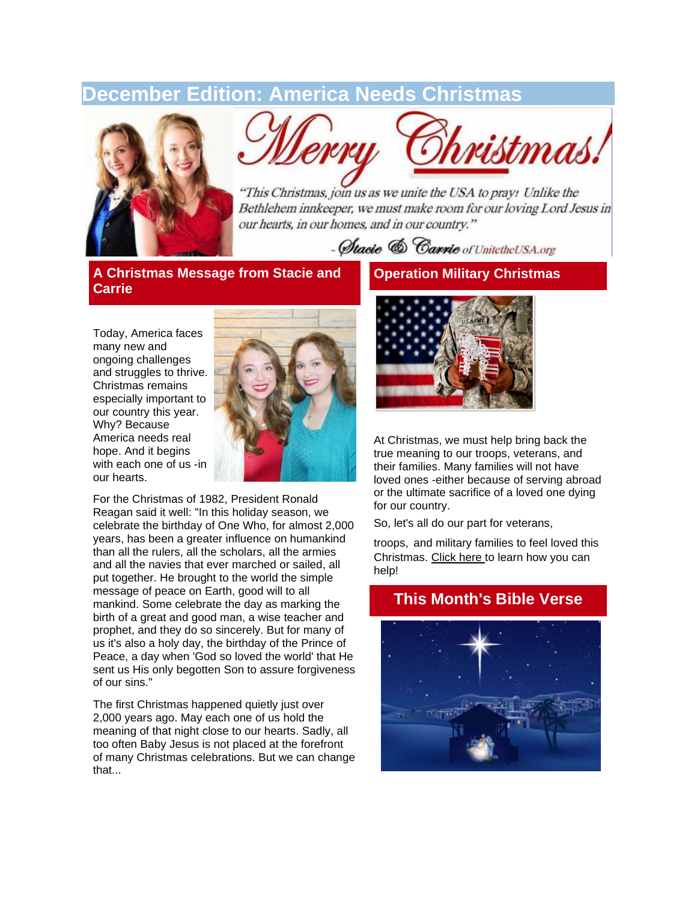# December Edition: America Needs Christmas

Merry Christmas!

*"This Christmas, join us as we unite the USA to pray! Unlike the Bethlehem innkeeper, we must make room for our loving Lord Jesus in our hearts, in our homes, and in our country."*

*- Stacie & Carrie of UnitetheUSA.org*

## A Christmas Message from Stacie and Carrie

Today, America faces many new and ongoing challenges and struggles to thrive. Christmas remains especially important to our country this year. Why? Because America needs real hope. And it begins with each one of us -in our hearts.

For the Christmas of 1982, President Ronald Reagan said it well: "In this holiday season, we celebrate the birthday of One Who, for almost 2,000 years, has been a greater influence on humankind than all the rulers, all the scholars, all the armies and all the navies that ever marched or sailed, all put together. He brought to the world the simple message of peace on Earth, good will to all mankind. Some celebrate the day as marking the birth of a great and good man, a wise teacher and prophet, and they do so sincerely. But for many of us it's also a holy day, the birthday of the Prince of Peace, a day when 'God so loved the world' that He sent us His only begotten Son to assure forgiveness of our sins."

The first Christmas happened quietly just over 2,000 years ago. May each one of us hold the meaning of that night close to our hearts. Sadly, all too often Baby Jesus is not placed at the forefront of many Christmas celebrations. But we can change that...

## Operation Military Christmas

At Christmas, we must help bring back the true meaning to our troops, veterans, and their families. Many families will not have loved ones -either because of serving abroad or the ultimate sacrifice of a loved one dying for our country.

So, let's all do our part for veterans,

troops, and military families to feel loved this Christmas. Click here to learn how you can help!

## This Month's Bible Verse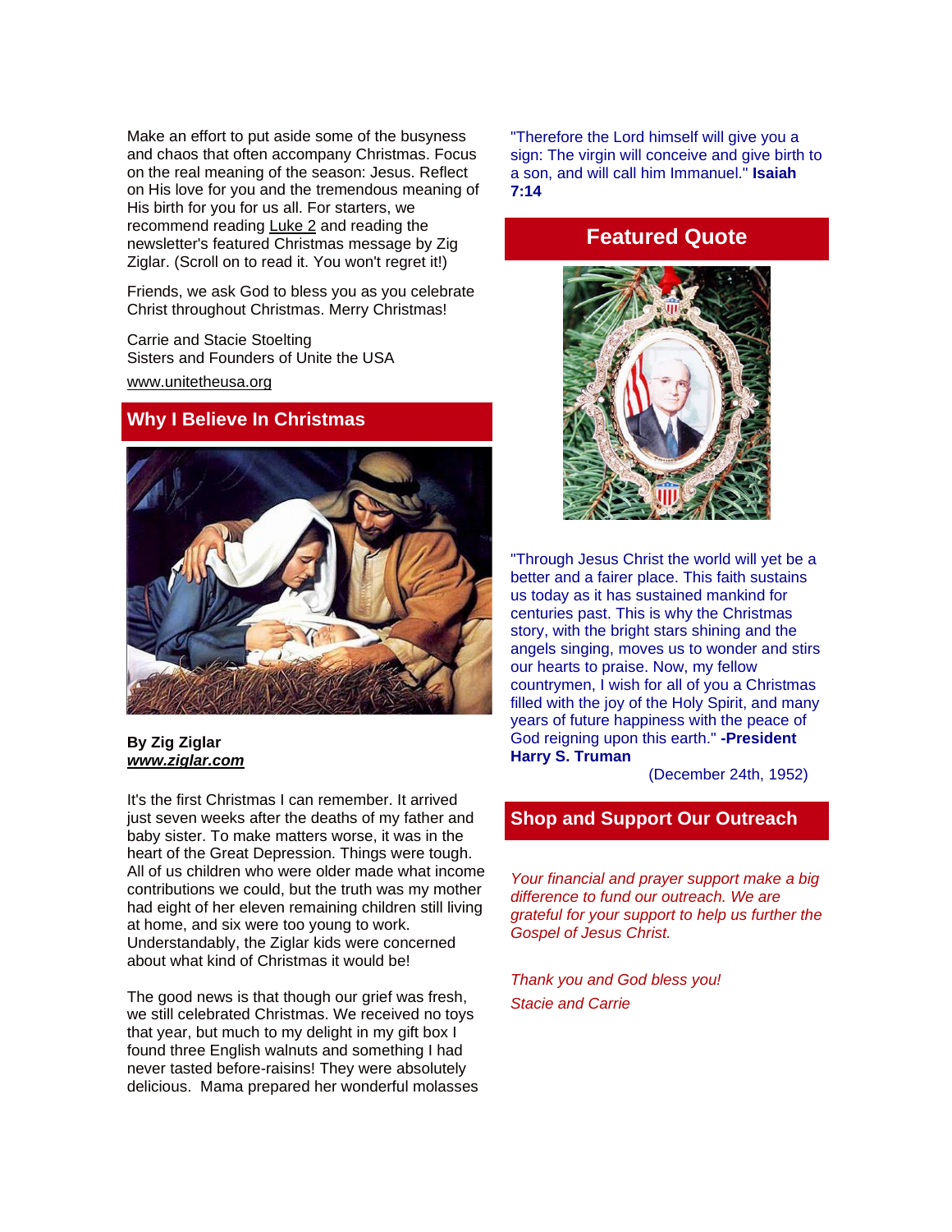Make an effort to put aside some of the busyness and chaos that often accompany Christmas. Focus on the real meaning of the season: Jesus. Reflect on His love for you and the tremendous meaning of His birth for you for us all. For starters, we recommend reading Luke 2 and reading the newsletter's featured Christmas message by Zig Ziglar. (Scroll on to read it. You won't regret it!)

Friends, we ask God to bless you as you celebrate Christ throughout Christmas. Merry Christmas!

Carrie and Stacie Stoelting
Sisters and Founders of Unite the USA

www.unitetheusa.org

## Why I Believe In Christmas

**By Zig Ziglar**
***www.ziglar.com***

It's the first Christmas I can remember. It arrived just seven weeks after the deaths of my father and baby sister. To make matters worse, it was in the heart of the Great Depression. Things were tough. All of us children who were older made what income contributions we could, but the truth was my mother had eight of her eleven remaining children still living at home, and six were too young to work. Understandably, the Ziglar kids were concerned about what kind of Christmas it would be!

The good news is that though our grief was fresh, we still celebrated Christmas. We received no toys that year, but much to my delight in my gift box I found three English walnuts and something I had never tasted before-raisins! They were absolutely delicious. Mama prepared her wonderful molasses

"Therefore the Lord himself will give you a sign: The virgin will conceive and give birth to a son, and will call him Immanuel." **Isaiah 7:14**

## Featured Quote

"Through Jesus Christ the world will yet be a better and a fairer place. This faith sustains us today as it has sustained mankind for centuries past. This is why the Christmas story, with the bright stars shining and the angels singing, moves us to wonder and stirs our hearts to praise. Now, my fellow countrymen, I wish for all of you a Christmas filled with the joy of the Holy Spirit, and many years of future happiness with the peace of God reigning upon this earth." **-President Harry S. Truman**

(December 24th, 1952)

## Shop and Support Our Outreach

*Your financial and prayer support make a big difference to fund our outreach. We are grateful for your support to help us further the Gospel of Jesus Christ.*

*Thank you and God bless you!*

*Stacie and Carrie*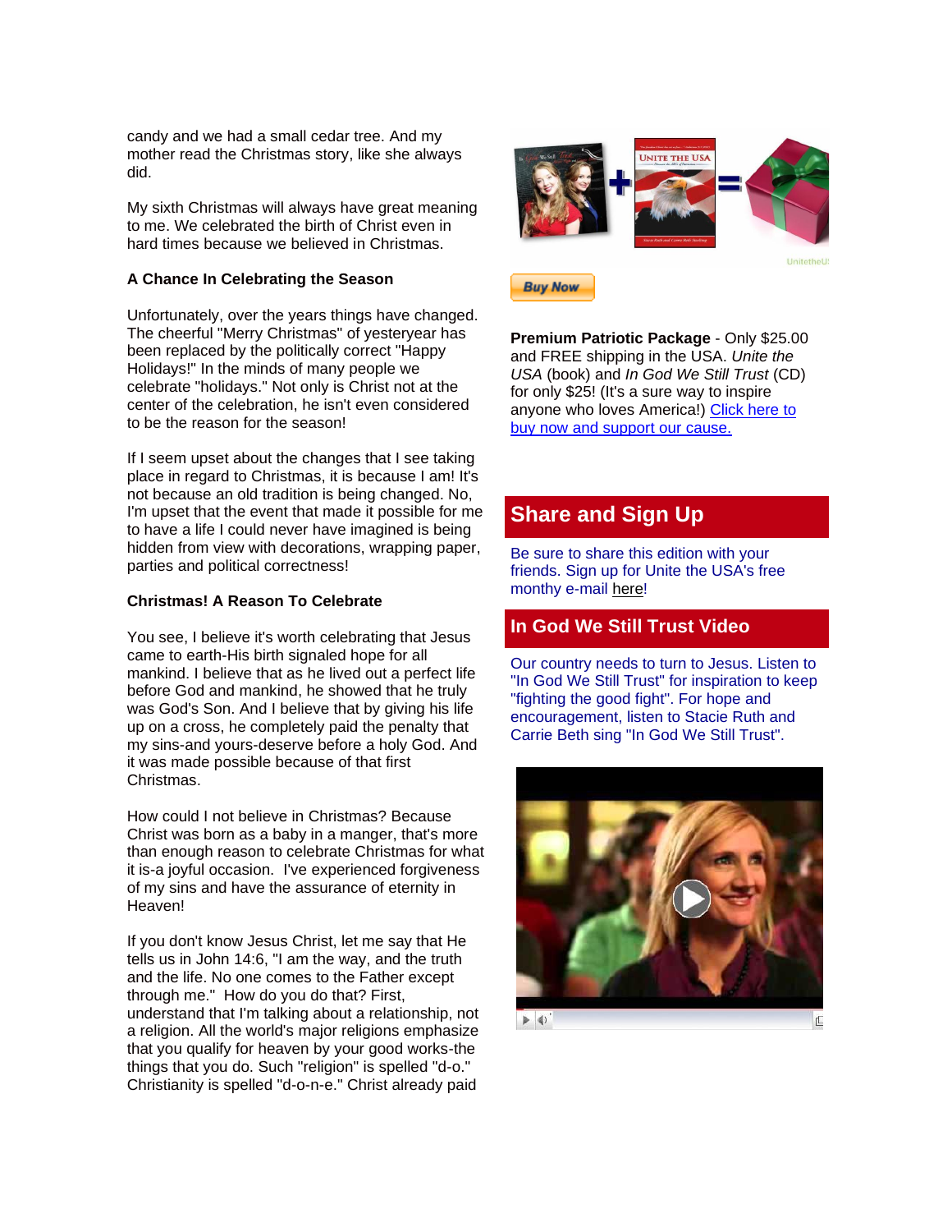candy and we had a small cedar tree. And my mother read the Christmas story, like she always did.

My sixth Christmas will always have great meaning to me. We celebrated the birth of Christ even in hard times because we believed in Christmas.

**A Chance In Celebrating the Season**

Unfortunately, over the years things have changed. The cheerful "Merry Christmas" of yesteryear has been replaced by the politically correct "Happy Holidays!" In the minds of many people we celebrate "holidays." Not only is Christ not at the center of the celebration, he isn't even considered to be the reason for the season!

If I seem upset about the changes that I see taking place in regard to Christmas, it is because I am! It's not because an old tradition is being changed. No, I'm upset that the event that made it possible for me to have a life I could never have imagined is being hidden from view with decorations, wrapping paper, parties and political correctness!

**Christmas! A Reason To Celebrate**

You see, I believe it's worth celebrating that Jesus came to earth-His birth signaled hope for all mankind. I believe that as he lived out a perfect life before God and mankind, he showed that he truly was God's Son. And I believe that by giving his life up on a cross, he completely paid the penalty that my sins-and yours-deserve before a holy God. And it was made possible because of that first Christmas.

How could I not believe in Christmas? Because Christ was born as a baby in a manger, that's more than enough reason to celebrate Christmas for what it is-a joyful occasion. I've experienced forgiveness of my sins and have the assurance of eternity in Heaven!

If you don't know Jesus Christ, let me say that He tells us in John 14:6, "I am the way, and the truth and the life. No one comes to the Father except through me." How do you do that? First, understand that I'm talking about a relationship, not a religion. All the world's major religions emphasize that you qualify for heaven by your good works-the things that you do. Such "religion" is spelled "d-o." Christianity is spelled "d-o-n-e." Christ already paid

Buy Now

**Premium Patriotic Package** - Only $25.00 and FREE shipping in the USA. *Unite the USA* (book) and *In God We Still Trust* (CD) for only $25! (It's a sure way to inspire anyone who loves America!) Click here to buy now and support our cause.

## Share and Sign Up

Be sure to share this edition with your friends. Sign up for Unite the USA's free monthy e-mail here!

## In God We Still Trust Video

Our country needs to turn to Jesus. Listen to "In God We Still Trust" for inspiration to keep "fighting the good fight". For hope and encouragement, listen to Stacie Ruth and Carrie Beth sing "In God We Still Trust".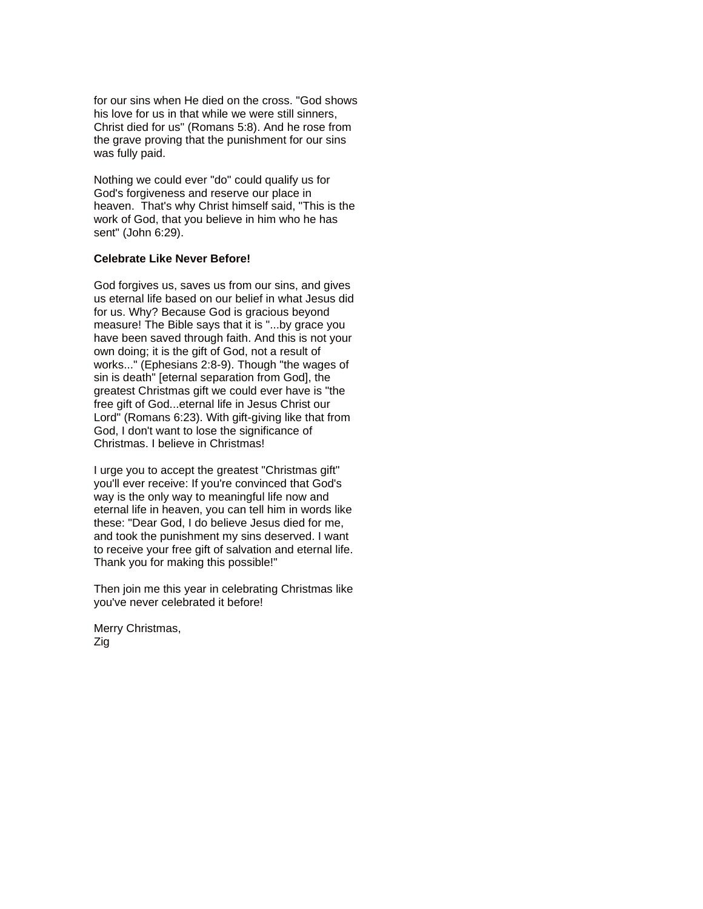for our sins when He died on the cross. "God shows his love for us in that while we were still sinners, Christ died for us" (Romans 5:8). And he rose from the grave proving that the punishment for our sins was fully paid.

Nothing we could ever "do" could qualify us for God's forgiveness and reserve our place in heaven. That's why Christ himself said, "This is the work of God, that you believe in him who he has sent" (John 6:29).

**Celebrate Like Never Before!**

God forgives us, saves us from our sins, and gives us eternal life based on our belief in what Jesus did for us. Why? Because God is gracious beyond measure! The Bible says that it is "...by grace you have been saved through faith. And this is not your own doing; it is the gift of God, not a result of works..." (Ephesians 2:8-9). Though "the wages of sin is death" [eternal separation from God], the greatest Christmas gift we could ever have is "the free gift of God...eternal life in Jesus Christ our Lord" (Romans 6:23). With gift-giving like that from God, I don't want to lose the significance of Christmas. I believe in Christmas!

I urge you to accept the greatest "Christmas gift" you'll ever receive: If you're convinced that God's way is the only way to meaningful life now and eternal life in heaven, you can tell him in words like these: "Dear God, I do believe Jesus died for me, and took the punishment my sins deserved. I want to receive your free gift of salvation and eternal life. Thank you for making this possible!"

Then join me this year in celebrating Christmas like you've never celebrated it before!

Merry Christmas,
Zig